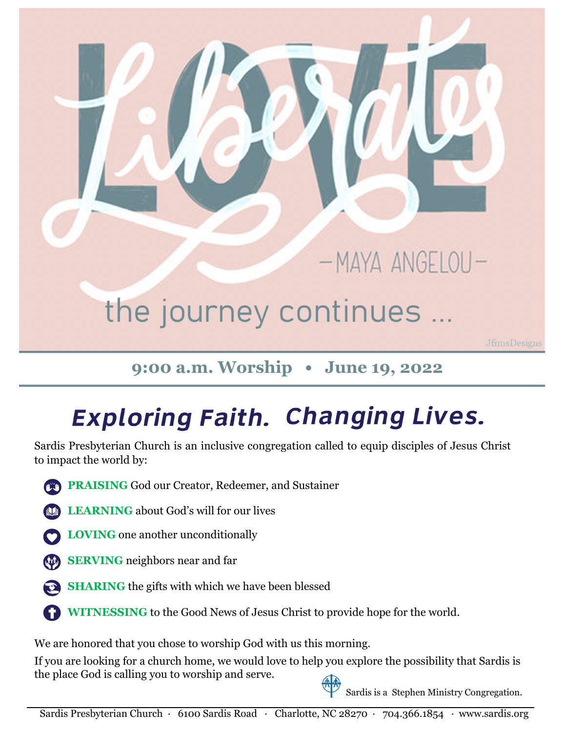LOVE Liberates

—MAYA ANGELOU—

the journey continues ...

JfimsDesigns

**9:00 a.m. Worship • June 19, 2022**

# *Exploring Faith. Changing Lives.*

Sardis Presbyterian Church is an inclusive congregation called to equip disciples of Jesus Christ to impact the world by:

- **PRAISING** God our Creator, Redeemer, and Sustainer
- **LEARNING** about God's will for our lives
- **LOVING** one another unconditionally
- **SERVING** neighbors near and far
- **SHARING** the gifts with which we have been blessed
- **WITNESSING** to the Good News of Jesus Christ to provide hope for the world.

We are honored that you chose to worship God with us this morning.

If you are looking for a church home, we would love to help you explore the possibility that Sardis is the place God is calling you to worship and serve.

Sardis is a Stephen Ministry Congregation.

Sardis Presbyterian Church · 6100 Sardis Road · Charlotte, NC 28270 · 704.366.1854 · www.sardis.org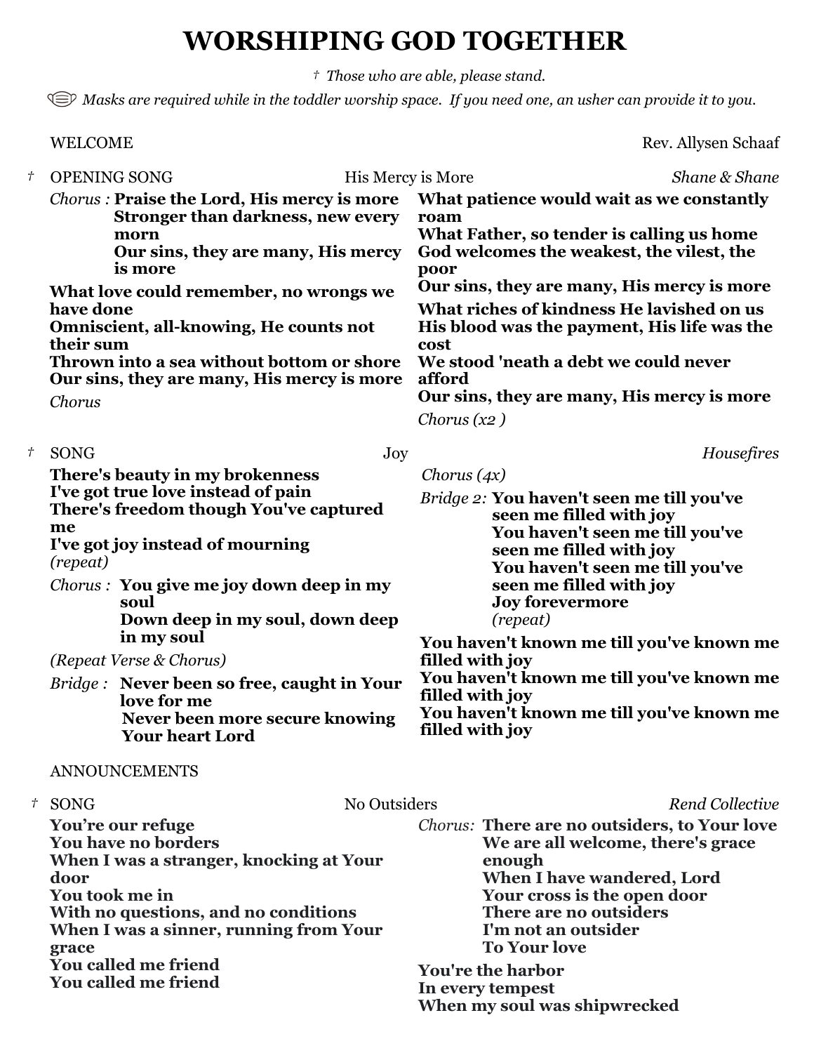# WORSHIPING GOD TOGETHER

*† Those who are able, please stand.*

*Masks are required while in the toddler worship space. If you need one, an usher can provide it to you.*

WELCOME — Rev. Allysen Schaaf

† OPENING SONG — His Mercy is More — *Shane & Shane*

*Chorus :* **Praise the Lord, His mercy is more**
**Stronger than darkness, new every morn**
**Our sins, they are many, His mercy is more**

**What love could remember, no wrongs we have done**
**Omniscient, all-knowing, He counts not their sum**
**Thrown into a sea without bottom or shore**
**Our sins, they are many, His mercy is more**

*Chorus*

**What patience would wait as we constantly roam**
**What Father, so tender is calling us home**
**God welcomes the weakest, the vilest, the poor**
**Our sins, they are many, His mercy is more**

**What riches of kindness He lavished on us**
**His blood was the payment, His life was the cost**
**We stood 'neath a debt we could never afford**
**Our sins, they are many, His mercy is more**

*Chorus (x2 )*

† SONG — Joy — *Housefires*

**There's beauty in my brokenness**
**I've got true love instead of pain**
**There's freedom though You've captured me**
**I've got joy instead of mourning**
*(repeat)*

*Chorus :* **You give me joy down deep in my soul**
**Down deep in my soul, down deep in my soul**

*(Repeat Verse & Chorus)*

*Bridge :* **Never been so free, caught in Your love for me**
**Never been more secure knowing Your heart Lord**

*Chorus (4x)*

*Bridge 2:* **You haven't seen me till you've seen me filled with joy**
**You haven't seen me till you've seen me filled with joy**
**You haven't seen me till you've seen me filled with joy**
**Joy forevermore**
*(repeat)*

**You haven't known me till you've known me filled with joy**
**You haven't known me till you've known me filled with joy**
**You haven't known me till you've known me filled with joy**

ANNOUNCEMENTS

† SONG — No Outsiders — *Rend Collective*

**You're our refuge**
**You have no borders**
**When I was a stranger, knocking at Your door**
**You took me in**
**With no questions, and no conditions**
**When I was a sinner, running from Your grace**
**You called me friend**
**You called me friend**

*Chorus:* **There are no outsiders, to Your love**
**We are all welcome, there's grace enough**
**When I have wandered, Lord**
**Your cross is the open door**
**There are no outsiders**
**I'm not an outsider**
**To Your love**

**You're the harbor**
**In every tempest**
**When my soul was shipwrecked**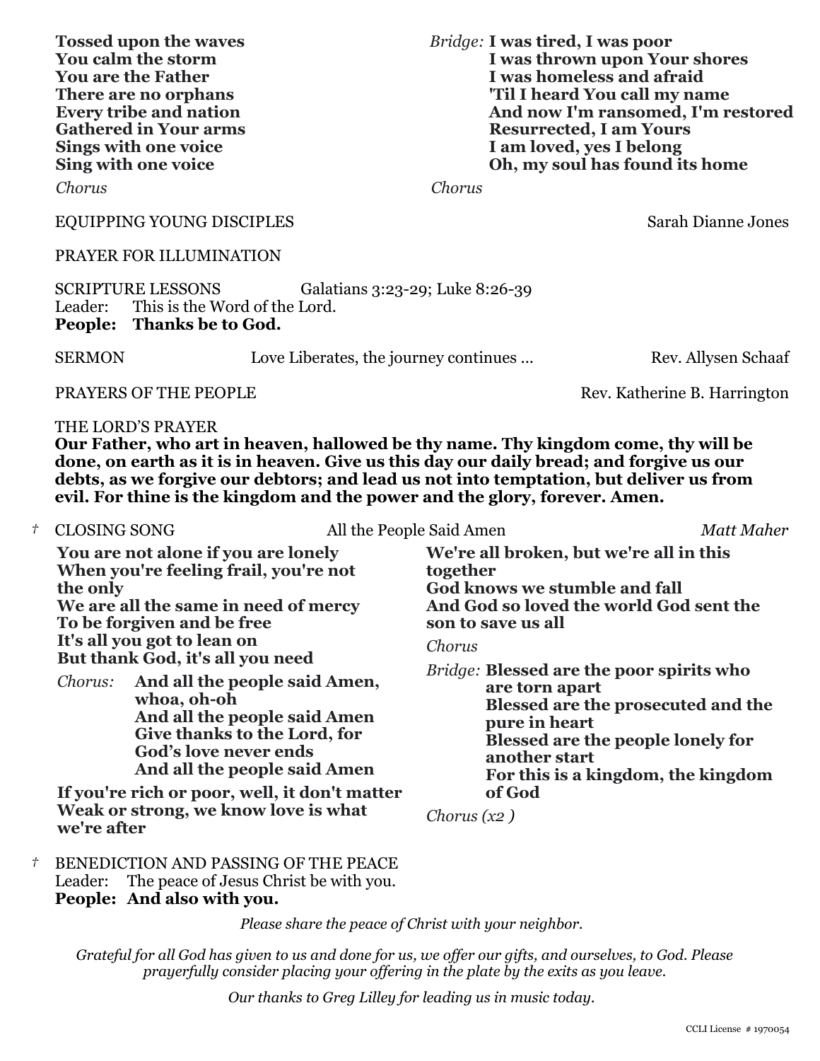**Tossed upon the waves**
**You calm the storm**
**You are the Father**
**There are no orphans**
**Every tribe and nation**
**Gathered in Your arms**
**Sings with one voice**
**Sing with one voice**

*Chorus*

*Bridge:* **I was tired, I was poor**
**I was thrown upon Your shores**
**I was homeless and afraid**
**'Til I heard You call my name**
**And now I'm ransomed, I'm restored**
**Resurrected, I am Yours**
**I am loved, yes I belong**
**Oh, my soul has found its home**

*Chorus*

EQUIPPING YOUNG DISCIPLES — Sarah Dianne Jones

PRAYER FOR ILLUMINATION

SCRIPTURE LESSONS — Galatians 3:23-29; Luke 8:26-39
Leader: This is the Word of the Lord.
**People: Thanks be to God.**

SERMON — Love Liberates, the journey continues ... — Rev. Allysen Schaaf

PRAYERS OF THE PEOPLE — Rev. Katherine B. Harrington

THE LORD'S PRAYER
**Our Father, who art in heaven, hallowed be thy name. Thy kingdom come, thy will be done, on earth as it is in heaven. Give us this day our daily bread; and forgive us our debts, as we forgive our debtors; and lead us not into temptation, but deliver us from evil. For thine is the kingdom and the power and the glory, forever. Amen.**

† CLOSING SONG — All the People Said Amen — *Matt Maher*

**You are not alone if you are lonely**
**When you're feeling frail, you're not the only**
**We are all the same in need of mercy**
**To be forgiven and be free**
**It's all you got to lean on**
**But thank God, it's all you need**

*Chorus:* **And all the people said Amen, whoa, oh-oh**
**And all the people said Amen**
**Give thanks to the Lord, for God's love never ends**
**And all the people said Amen**

**If you're rich or poor, well, it don't matter**
**Weak or strong, we know love is what we're after**
**We're all broken, but we're all in this together**
**God knows we stumble and fall**
**And God so loved the world God sent the son to save us all**

*Chorus*

*Bridge:* **Blessed are the poor spirits who are torn apart**
**Blessed are the prosecuted and the pure in heart**
**Blessed are the people lonely for another start**
**For this is a kingdom, the kingdom of God**

*Chorus (x2 )*

† BENEDICTION AND PASSING OF THE PEACE
Leader: The peace of Jesus Christ be with you.
**People: And also with you.**

*Please share the peace of Christ with your neighbor.*

*Grateful for all God has given to us and done for us, we offer our gifts, and ourselves, to God. Please prayerfully consider placing your offering in the plate by the exits as you leave.*

*Our thanks to Greg Lilley for leading us in music today.*

CCLI License # 1970054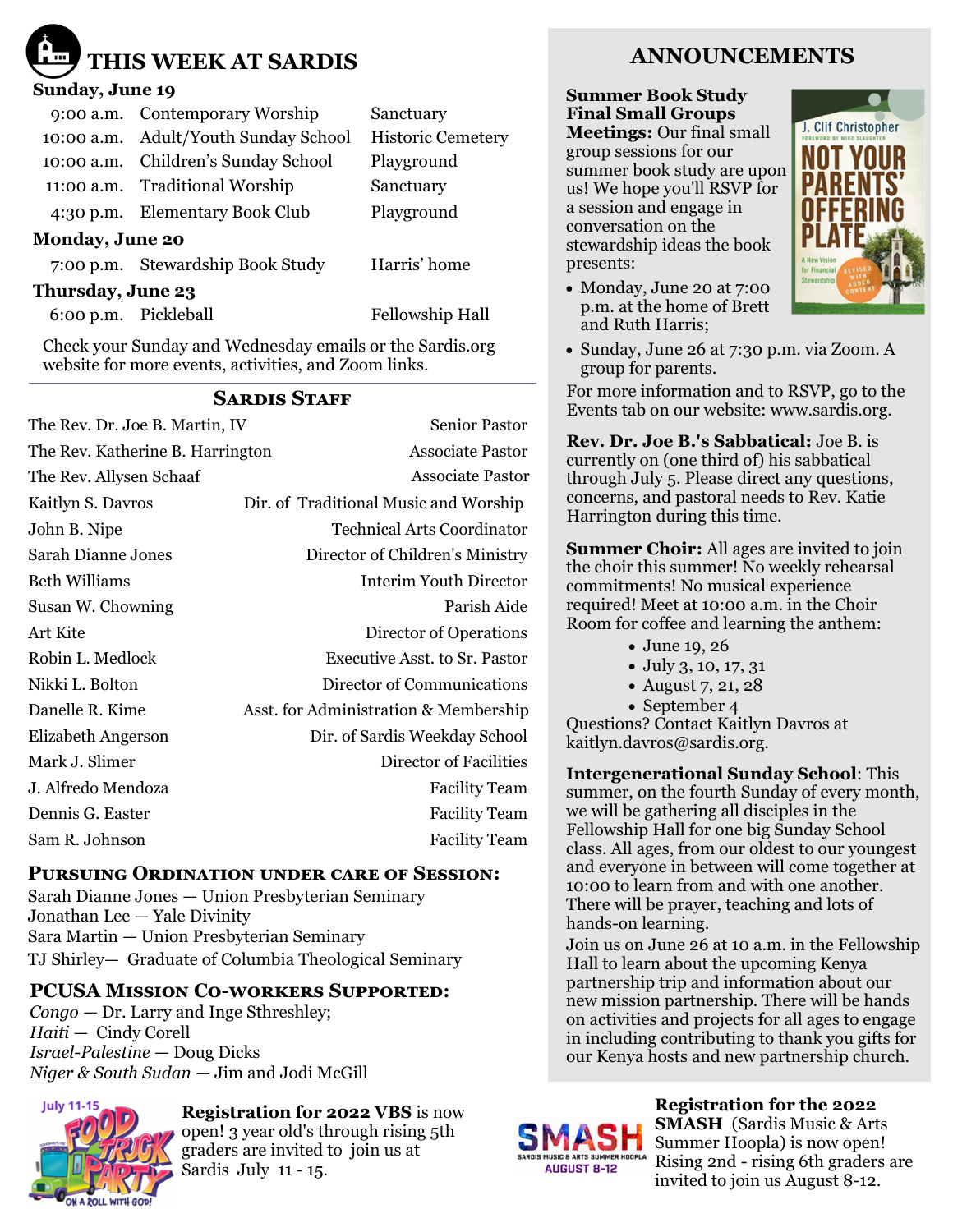# THIS WEEK AT SARDIS

**Sunday, June 19**

| | | |
|---|---|---|
| 9:00 a.m. | Contemporary Worship | Sanctuary |
| 10:00 a.m. | Adult/Youth Sunday School | Historic Cemetery |
| 10:00 a.m. | Children's Sunday School | Playground |
| 11:00 a.m. | Traditional Worship | Sanctuary |
| 4:30 p.m. | Elementary Book Club | Playground |

**Monday, June 20**

| | | |
|---|---|---|
| 7:00 p.m. | Stewardship Book Study | Harris' home |

**Thursday, June 23**

| | | |
|---|---|---|
| 6:00 p.m. | Pickleball | Fellowship Hall |

Check your Sunday and Wednesday emails or the Sardis.org website for more events, activities, and Zoom links.

## Sardis Staff

| | |
|---|---|
| The Rev. Dr. Joe B. Martin, IV | Senior Pastor |
| The Rev. Katherine B. Harrington | Associate Pastor |
| The Rev. Allysen Schaaf | Associate Pastor |
| Kaitlyn S. Davros | Dir. of Traditional Music and Worship |
| John B. Nipe | Technical Arts Coordinator |
| Sarah Dianne Jones | Director of Children's Ministry |
| Beth Williams | Interim Youth Director |
| Susan W. Chowning | Parish Aide |
| Art Kite | Director of Operations |
| Robin L. Medlock | Executive Asst. to Sr. Pastor |
| Nikki L. Bolton | Director of Communications |
| Danelle R. Kime | Asst. for Administration & Membership |
| Elizabeth Angerson | Dir. of Sardis Weekday School |
| Mark J. Slimer | Director of Facilities |
| J. Alfredo Mendoza | Facility Team |
| Dennis G. Easter | Facility Team |
| Sam R. Johnson | Facility Team |

## Pursuing Ordination under care of Session:

Sarah Dianne Jones — Union Presbyterian Seminary
Jonathan Lee — Yale Divinity
Sara Martin — Union Presbyterian Seminary
TJ Shirley— Graduate of Columbia Theological Seminary

## PCUSA Mission Co-workers Supported:

*Congo* — Dr. Larry and Inge Sthreshley;
*Haiti* — Cindy Corell
*Israel-Palestine* — Doug Dicks
*Niger & South Sudan* — Jim and Jodi McGill

**Registration for 2022 VBS** is now open! 3 year old's through rising 5th graders are invited to join us at Sardis July 11 - 15.

# ANNOUNCEMENTS

**Summer Book Study Final Small Groups Meetings:** Our final small group sessions for our summer book study are upon us! We hope you'll RSVP for a session and engage in conversation on the stewardship ideas the book presents:

- Monday, June 20 at 7:00 p.m. at the home of Brett and Ruth Harris;
- Sunday, June 26 at 7:30 p.m. via Zoom. A group for parents.

For more information and to RSVP, go to the Events tab on our website: www.sardis.org.

**Rev. Dr. Joe B.'s Sabbatical:** Joe B. is currently on (one third of) his sabbatical through July 5. Please direct any questions, concerns, and pastoral needs to Rev. Katie Harrington during this time.

**Summer Choir:** All ages are invited to join the choir this summer! No weekly rehearsal commitments! No musical experience required! Meet at 10:00 a.m. in the Choir Room for coffee and learning the anthem:

- June 19, 26
- July 3, 10, 17, 31
- August 7, 21, 28
- September 4

Questions? Contact Kaitlyn Davros at kaitlyn.davros@sardis.org.

**Intergenerational Sunday School**: This summer, on the fourth Sunday of every month, we will be gathering all disciples in the Fellowship Hall for one big Sunday School class. All ages, from our oldest to our youngest and everyone in between will come together at 10:00 to learn from and with one another. There will be prayer, teaching and lots of hands-on learning.
Join us on June 26 at 10 a.m. in the Fellowship Hall to learn about the upcoming Kenya partnership trip and information about our new mission partnership. There will be hands on activities and projects for all ages to engage in including contributing to thank you gifts for our Kenya hosts and new partnership church.

**Registration for the 2022 SMASH** (Sardis Music & Arts Summer Hoopla) is now open! Rising 2nd - rising 6th graders are invited to join us August 8-12.